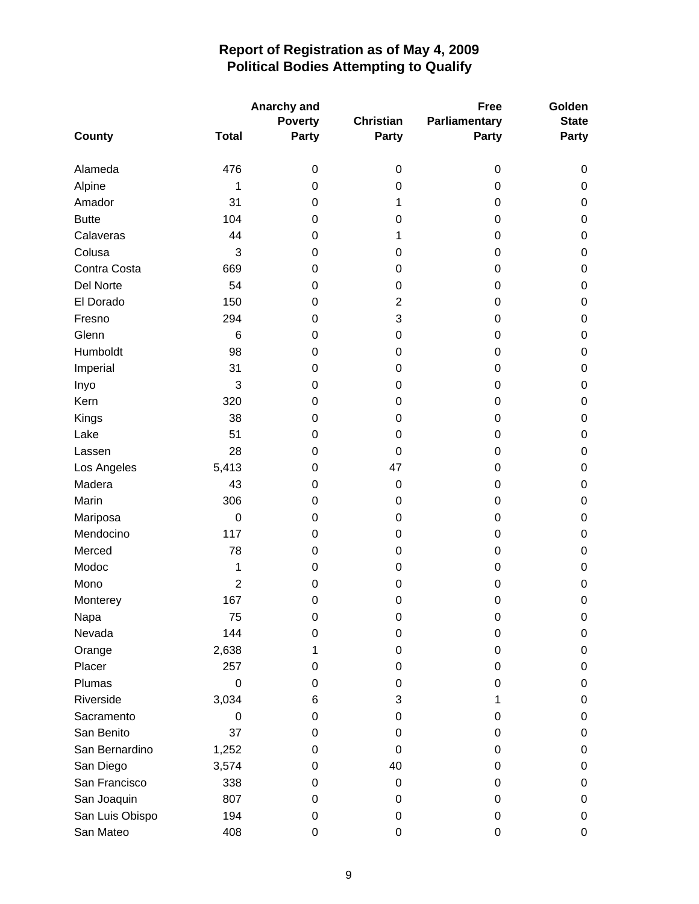# Report of Registration as of May 4, 2009
## Political Bodies Attempting to Qualify

| County | Total | Anarchy and Poverty Party | Christian Party | Free Parliamentary Party | Golden State Party |
|---|---|---|---|---|---|
| Alameda | 476 | 0 | 0 | 0 | 0 |
| Alpine | 1 | 0 | 0 | 0 | 0 |
| Amador | 31 | 0 | 1 | 0 | 0 |
| Butte | 104 | 0 | 0 | 0 | 0 |
| Calaveras | 44 | 0 | 1 | 0 | 0 |
| Colusa | 3 | 0 | 0 | 0 | 0 |
| Contra Costa | 669 | 0 | 0 | 0 | 0 |
| Del Norte | 54 | 0 | 0 | 0 | 0 |
| El Dorado | 150 | 0 | 2 | 0 | 0 |
| Fresno | 294 | 0 | 3 | 0 | 0 |
| Glenn | 6 | 0 | 0 | 0 | 0 |
| Humboldt | 98 | 0 | 0 | 0 | 0 |
| Imperial | 31 | 0 | 0 | 0 | 0 |
| Inyo | 3 | 0 | 0 | 0 | 0 |
| Kern | 320 | 0 | 0 | 0 | 0 |
| Kings | 38 | 0 | 0 | 0 | 0 |
| Lake | 51 | 0 | 0 | 0 | 0 |
| Lassen | 28 | 0 | 0 | 0 | 0 |
| Los Angeles | 5,413 | 0 | 47 | 0 | 0 |
| Madera | 43 | 0 | 0 | 0 | 0 |
| Marin | 306 | 0 | 0 | 0 | 0 |
| Mariposa | 0 | 0 | 0 | 0 | 0 |
| Mendocino | 117 | 0 | 0 | 0 | 0 |
| Merced | 78 | 0 | 0 | 0 | 0 |
| Modoc | 1 | 0 | 0 | 0 | 0 |
| Mono | 2 | 0 | 0 | 0 | 0 |
| Monterey | 167 | 0 | 0 | 0 | 0 |
| Napa | 75 | 0 | 0 | 0 | 0 |
| Nevada | 144 | 0 | 0 | 0 | 0 |
| Orange | 2,638 | 1 | 0 | 0 | 0 |
| Placer | 257 | 0 | 0 | 0 | 0 |
| Plumas | 0 | 0 | 0 | 0 | 0 |
| Riverside | 3,034 | 6 | 3 | 1 | 0 |
| Sacramento | 0 | 0 | 0 | 0 | 0 |
| San Benito | 37 | 0 | 0 | 0 | 0 |
| San Bernardino | 1,252 | 0 | 0 | 0 | 0 |
| San Diego | 3,574 | 0 | 40 | 0 | 0 |
| San Francisco | 338 | 0 | 0 | 0 | 0 |
| San Joaquin | 807 | 0 | 0 | 0 | 0 |
| San Luis Obispo | 194 | 0 | 0 | 0 | 0 |
| San Mateo | 408 | 0 | 0 | 0 | 0 |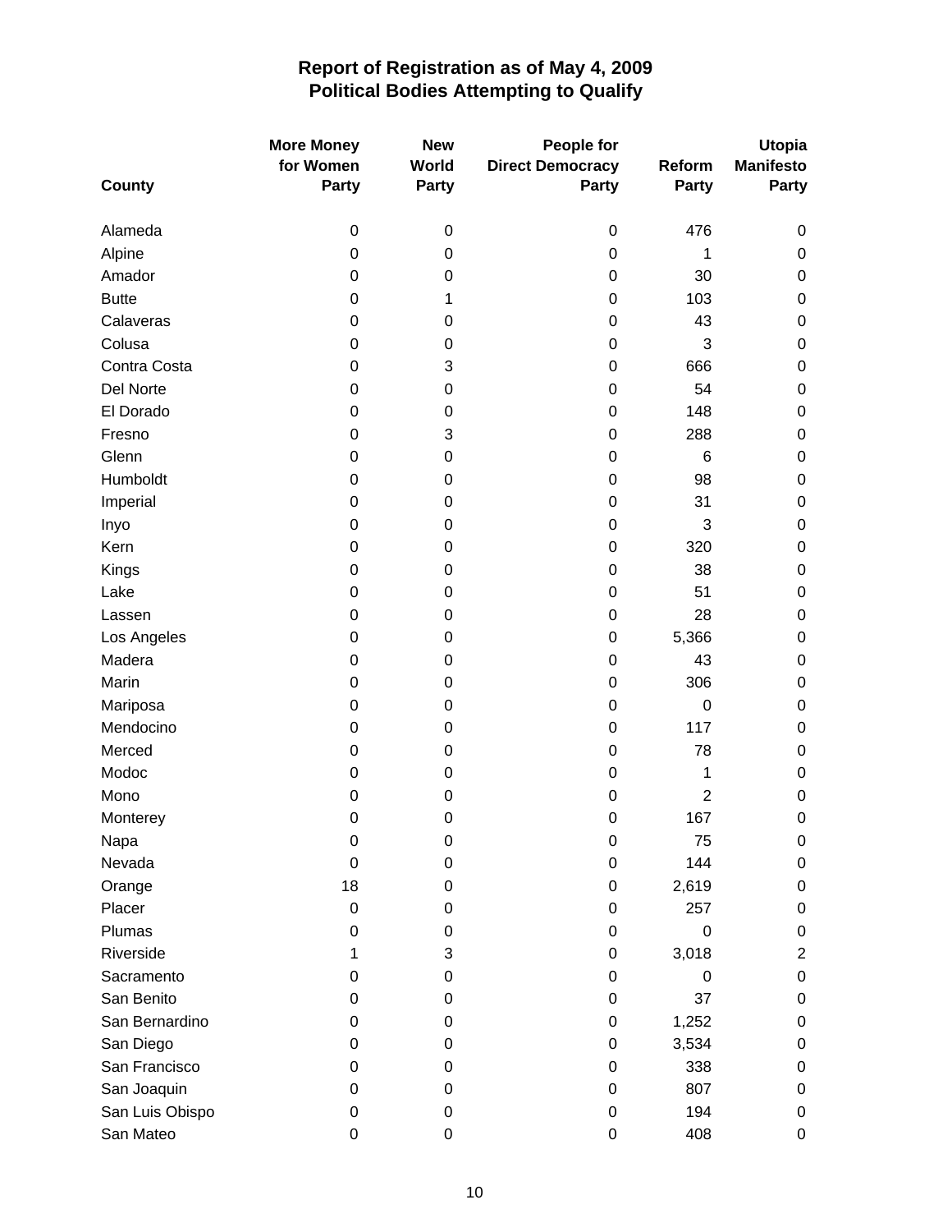# Report of Registration as of May 4, 2009
## Political Bodies Attempting to Qualify

| County | More Money for Women Party | New World Party | People for Direct Democracy Party | Reform Party | Utopia Manifesto Party |
|---|---|---|---|---|---|
| Alameda | 0 | 0 | 0 | 476 | 0 |
| Alpine | 0 | 0 | 0 | 1 | 0 |
| Amador | 0 | 0 | 0 | 30 | 0 |
| Butte | 0 | 1 | 0 | 103 | 0 |
| Calaveras | 0 | 0 | 0 | 43 | 0 |
| Colusa | 0 | 0 | 0 | 3 | 0 |
| Contra Costa | 0 | 3 | 0 | 666 | 0 |
| Del Norte | 0 | 0 | 0 | 54 | 0 |
| El Dorado | 0 | 0 | 0 | 148 | 0 |
| Fresno | 0 | 3 | 0 | 288 | 0 |
| Glenn | 0 | 0 | 0 | 6 | 0 |
| Humboldt | 0 | 0 | 0 | 98 | 0 |
| Imperial | 0 | 0 | 0 | 31 | 0 |
| Inyo | 0 | 0 | 0 | 3 | 0 |
| Kern | 0 | 0 | 0 | 320 | 0 |
| Kings | 0 | 0 | 0 | 38 | 0 |
| Lake | 0 | 0 | 0 | 51 | 0 |
| Lassen | 0 | 0 | 0 | 28 | 0 |
| Los Angeles | 0 | 0 | 0 | 5,366 | 0 |
| Madera | 0 | 0 | 0 | 43 | 0 |
| Marin | 0 | 0 | 0 | 306 | 0 |
| Mariposa | 0 | 0 | 0 | 0 | 0 |
| Mendocino | 0 | 0 | 0 | 117 | 0 |
| Merced | 0 | 0 | 0 | 78 | 0 |
| Modoc | 0 | 0 | 0 | 1 | 0 |
| Mono | 0 | 0 | 0 | 2 | 0 |
| Monterey | 0 | 0 | 0 | 167 | 0 |
| Napa | 0 | 0 | 0 | 75 | 0 |
| Nevada | 0 | 0 | 0 | 144 | 0 |
| Orange | 18 | 0 | 0 | 2,619 | 0 |
| Placer | 0 | 0 | 0 | 257 | 0 |
| Plumas | 0 | 0 | 0 | 0 | 0 |
| Riverside | 1 | 3 | 0 | 3,018 | 2 |
| Sacramento | 0 | 0 | 0 | 0 | 0 |
| San Benito | 0 | 0 | 0 | 37 | 0 |
| San Bernardino | 0 | 0 | 0 | 1,252 | 0 |
| San Diego | 0 | 0 | 0 | 3,534 | 0 |
| San Francisco | 0 | 0 | 0 | 338 | 0 |
| San Joaquin | 0 | 0 | 0 | 807 | 0 |
| San Luis Obispo | 0 | 0 | 0 | 194 | 0 |
| San Mateo | 0 | 0 | 0 | 408 | 0 |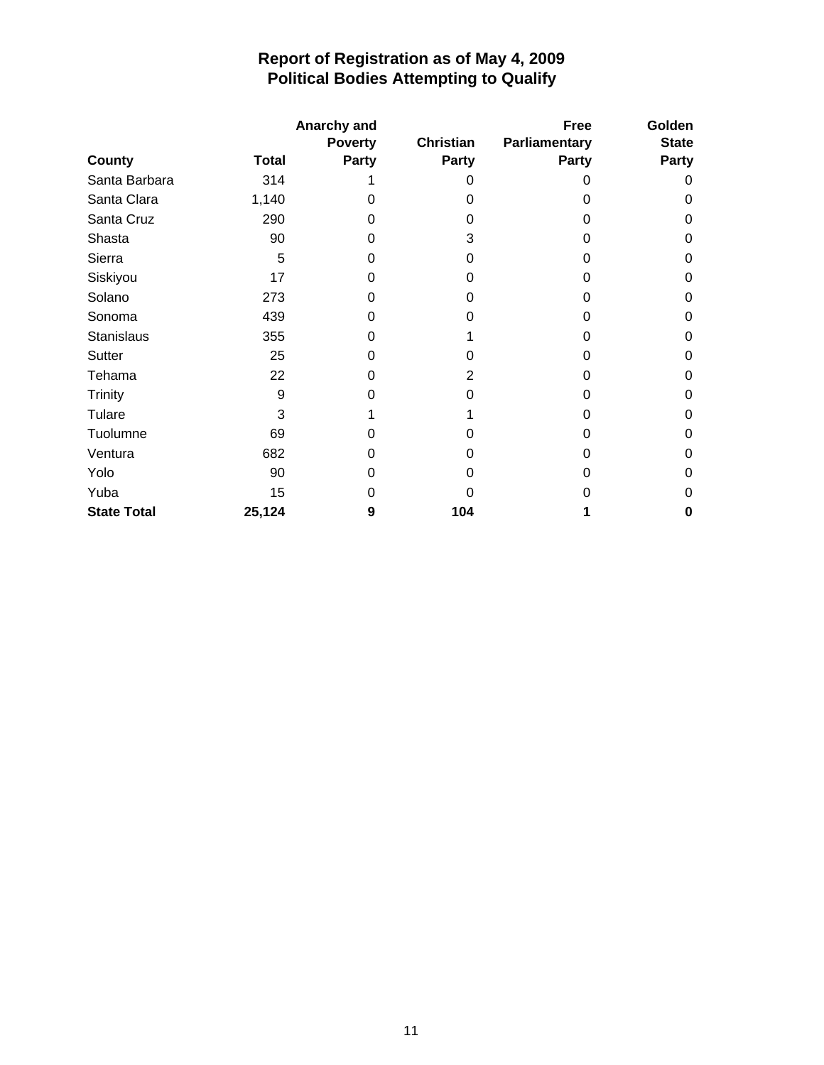# Report of Registration as of May 4, 2009
## Political Bodies Attempting to Qualify

| County | Total | Anarchy and Poverty Party | Christian Party | Free Parliamentary Party | Golden State Party |
|---|---|---|---|---|---|
| Santa Barbara | 314 | 1 | 0 | 0 | 0 |
| Santa Clara | 1,140 | 0 | 0 | 0 | 0 |
| Santa Cruz | 290 | 0 | 0 | 0 | 0 |
| Shasta | 90 | 0 | 3 | 0 | 0 |
| Sierra | 5 | 0 | 0 | 0 | 0 |
| Siskiyou | 17 | 0 | 0 | 0 | 0 |
| Solano | 273 | 0 | 0 | 0 | 0 |
| Sonoma | 439 | 0 | 0 | 0 | 0 |
| Stanislaus | 355 | 0 | 1 | 0 | 0 |
| Sutter | 25 | 0 | 0 | 0 | 0 |
| Tehama | 22 | 0 | 2 | 0 | 0 |
| Trinity | 9 | 0 | 0 | 0 | 0 |
| Tulare | 3 | 1 | 1 | 0 | 0 |
| Tuolumne | 69 | 0 | 0 | 0 | 0 |
| Ventura | 682 | 0 | 0 | 0 | 0 |
| Yolo | 90 | 0 | 0 | 0 | 0 |
| Yuba | 15 | 0 | 0 | 0 | 0 |
| **State Total** | **25,124** | **9** | **104** | **1** | **0** |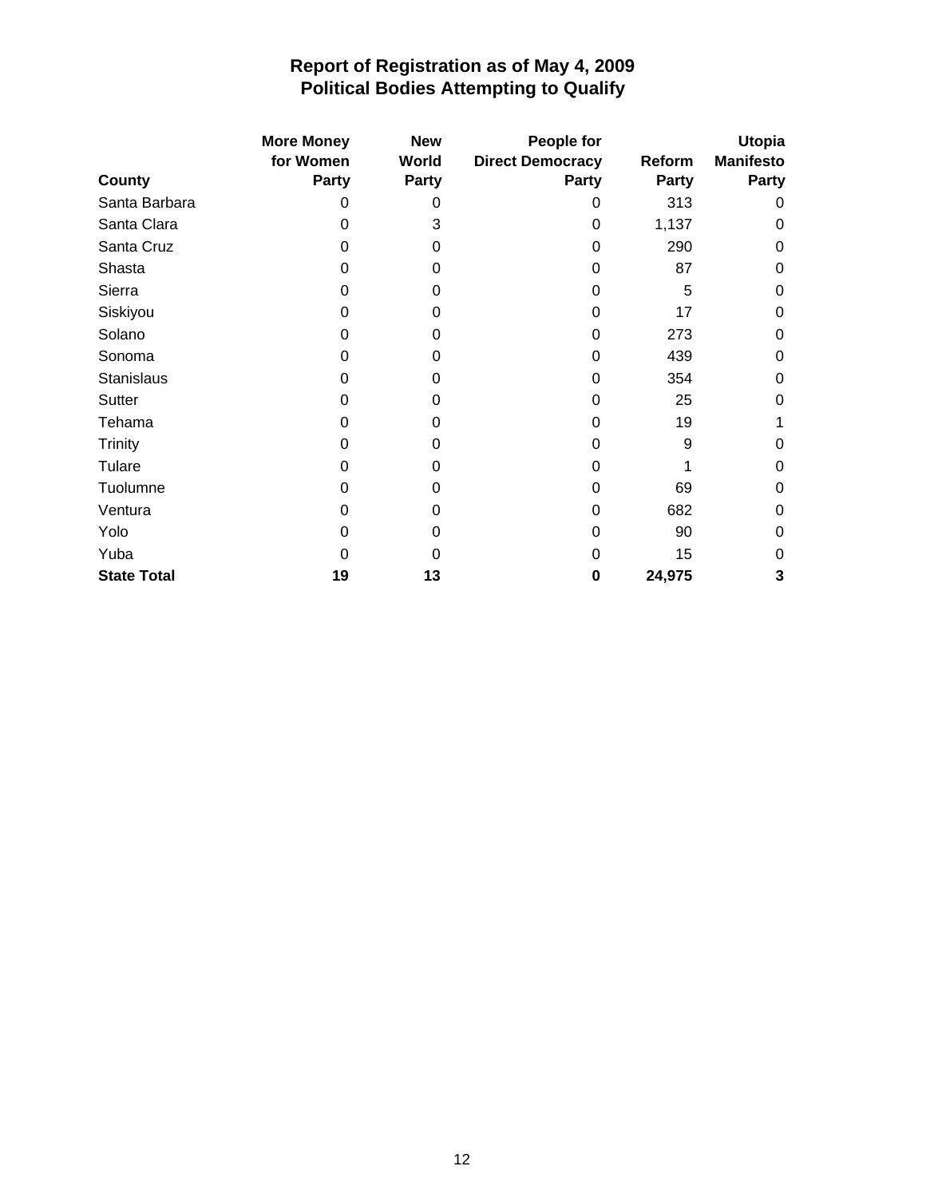# Report of Registration as of May 4, 2009
## Political Bodies Attempting to Qualify

| County | More Money for Women Party | New World Party | People for Direct Democracy Party | Reform Party | Utopia Manifesto Party |
|---|---|---|---|---|---|
| Santa Barbara | 0 | 0 | 0 | 313 | 0 |
| Santa Clara | 0 | 3 | 0 | 1,137 | 0 |
| Santa Cruz | 0 | 0 | 0 | 290 | 0 |
| Shasta | 0 | 0 | 0 | 87 | 0 |
| Sierra | 0 | 0 | 0 | 5 | 0 |
| Siskiyou | 0 | 0 | 0 | 17 | 0 |
| Solano | 0 | 0 | 0 | 273 | 0 |
| Sonoma | 0 | 0 | 0 | 439 | 0 |
| Stanislaus | 0 | 0 | 0 | 354 | 0 |
| Sutter | 0 | 0 | 0 | 25 | 0 |
| Tehama | 0 | 0 | 0 | 19 | 1 |
| Trinity | 0 | 0 | 0 | 9 | 0 |
| Tulare | 0 | 0 | 0 | 1 | 0 |
| Tuolumne | 0 | 0 | 0 | 69 | 0 |
| Ventura | 0 | 0 | 0 | 682 | 0 |
| Yolo | 0 | 0 | 0 | 90 | 0 |
| Yuba | 0 | 0 | 0 | 15 | 0 |
| **State Total** | **19** | **13** | **0** | **24,975** | **3** |